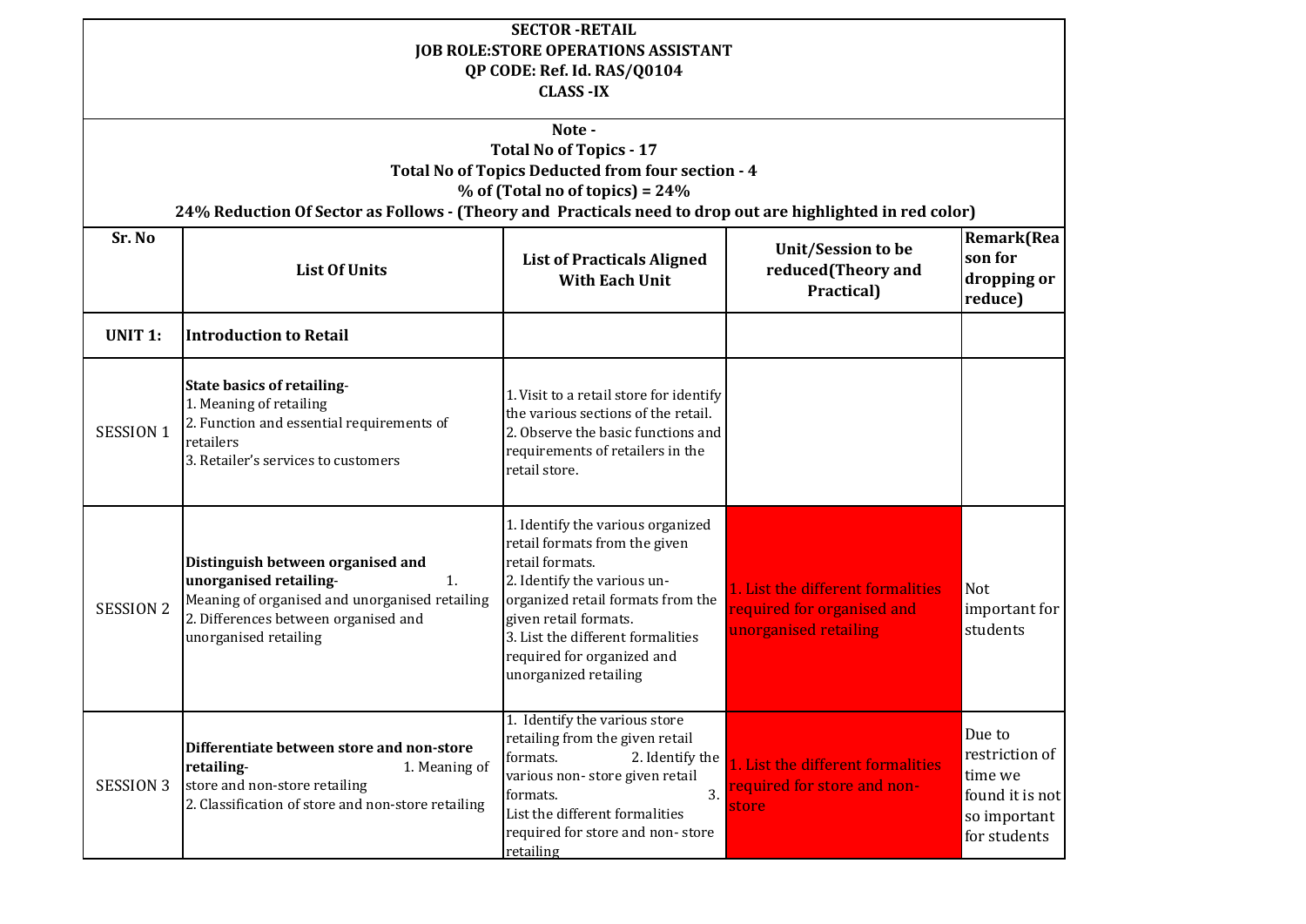**SECTOR -RETAIL**
**JOB ROLE:STORE OPERATIONS ASSISTANT**
**QP CODE: Ref. Id. RAS/Q0104**
**CLASS -IX**

**Note -**
**Total No of Topics - 17**
**Total No of Topics Deducted from four section - 4**
**% of (Total no of topics) = 24%**
**24% Reduction Of Sector as Follows - (Theory and Practicals need to drop out are highlighted in red color)**

| Sr. No | List Of Units | List of Practicals Aligned With Each Unit | Unit/Session to be reduced(Theory and Practical) | Remark(Reason for dropping or reduce) |
|---|---|---|---|---|
| **UNIT 1:** | **Introduction to Retail** | | | |
| SESSION 1 | **State basics of retailing**- 1. Meaning of retailing 2. Function and essential requirements of retailers 3. Retailer's services to customers | 1. Visit to a retail store for identify the various sections of the retail. 2. Observe the basic functions and requirements of retailers in the retail store. | | |
| SESSION 2 | **Distinguish between organised and unorganised retailing**- 1. Meaning of organised and unorganised retailing 2. Differences between organised and unorganised retailing | 1. Identify the various organized retail formats from the given retail formats. 2. Identify the various un-organized retail formats from the given retail formats. 3. List the different formalities required for organized and unorganized retailing | 1. List the different formalities required for organised and unorganised retailing | Not important for students |
| SESSION 3 | **Differentiate between store and non-store retailing**- 1. Meaning of store and non-store retailing 2. Classification of store and non-store retailing | 1. Identify the various store retailing from the given retail formats. 2. Identify the various non- store given retail formats. 3. List the different formalities required for store and non- store retailing | 1. List the different formalities required for store and non-store | Due to restriction of time we found it is not so important for students |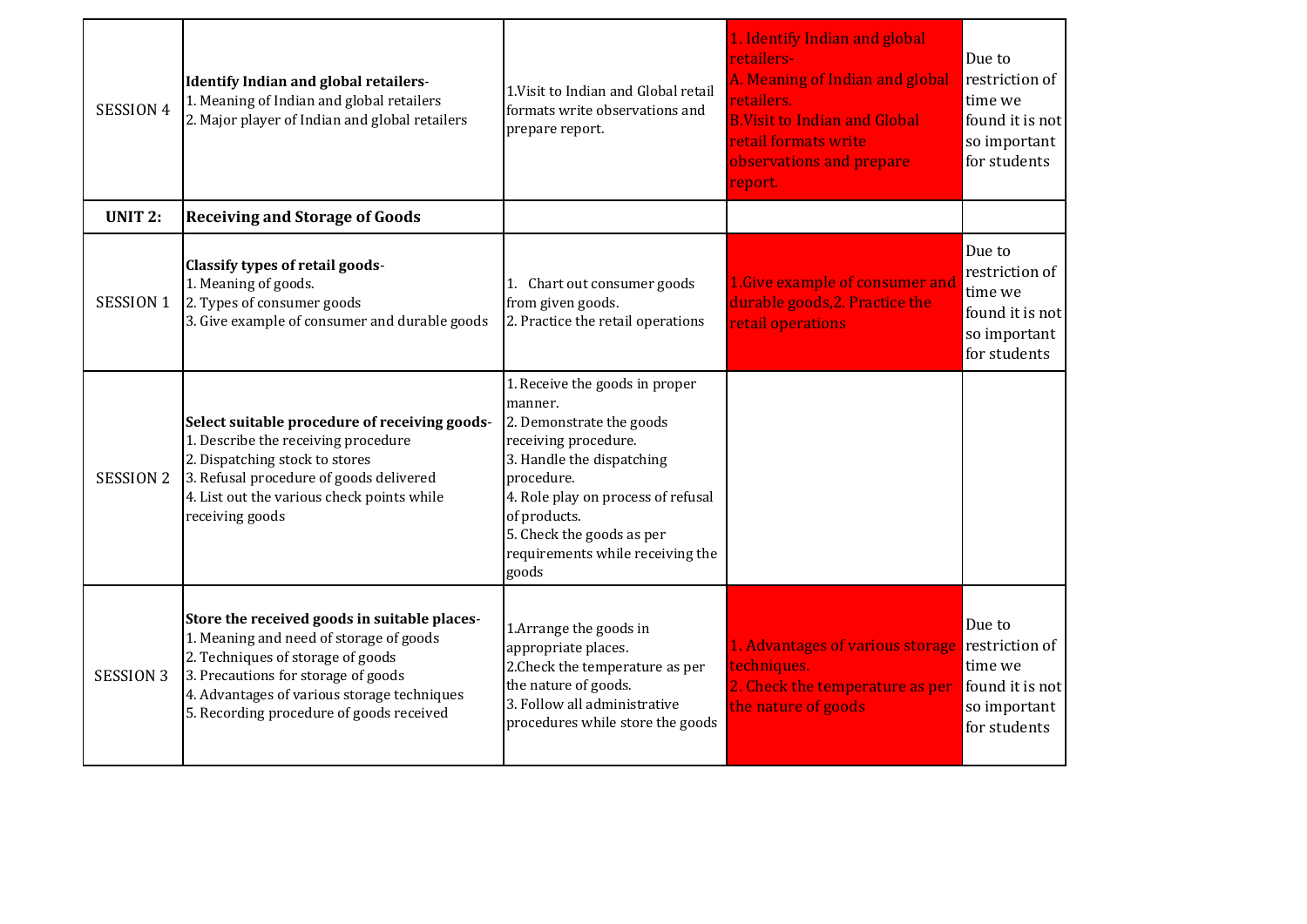| | | | | |
|---|---|---|---|---|
| SESSION 4 | **Identify Indian and global retailers**-<br>1. Meaning of Indian and global retailers<br>2. Major player of Indian and global retailers | 1.Visit to Indian and Global retail formats write observations and prepare report. | 1. Identify Indian and global retailers-<br>A. Meaning of Indian and global retailers.<br>B.Visit to Indian and Global retail formats write observations and prepare report. | Due to restriction of time we found it is not so important for students |
| **UNIT 2:** | **Receiving and Storage of Goods** | | | |
| SESSION 1 | **Classify types of retail goods**-<br>1. Meaning of goods.<br>2. Types of consumer goods<br>3. Give example of consumer and durable goods | 1. Chart out consumer goods from given goods.<br>2. Practice the retail operations | 1.Give example of consumer and durable goods,2. Practice the retail operations | Due to restriction of time we found it is not so important for students |
| SESSION 2 | **Select suitable procedure of receiving goods**-<br>1. Describe the receiving procedure<br>2. Dispatching stock to stores<br>3. Refusal procedure of goods delivered<br>4. List out the various check points while receiving goods | 1. Receive the goods in proper manner.<br>2. Demonstrate the goods receiving procedure.<br>3. Handle the dispatching procedure.<br>4. Role play on process of refusal of products.<br>5. Check the goods as per requirements while receiving the goods | | |
| SESSION 3 | **Store the received goods in suitable places**-<br>1. Meaning and need of storage of goods<br>2. Techniques of storage of goods<br>3. Precautions for storage of goods<br>4. Advantages of various storage techniques<br>5. Recording procedure of goods received | 1.Arrange the goods in appropriate places.<br>2.Check the temperature as per the nature of goods.<br>3. Follow all administrative procedures while store the goods | 1. Advantages of various storage techniques.<br>2. Check the temperature as per the nature of goods | Due to restriction of time we found it is not so important for students |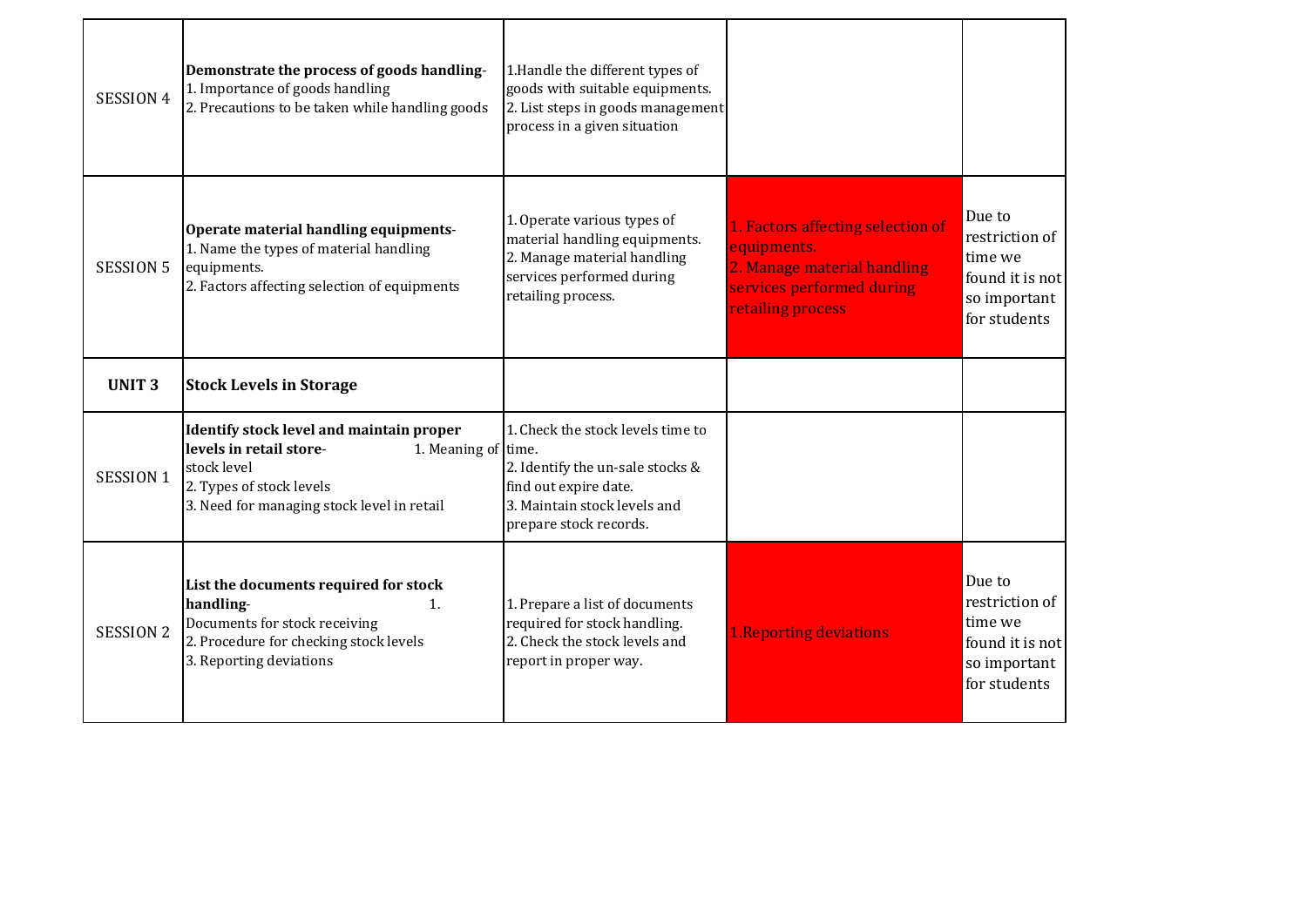| | | | | |
|---|---|---|---|---|
| SESSION 4 | **Demonstrate the process of goods handling**-<br>1. Importance of goods handling<br>2. Precautions to be taken while handling goods | 1.Handle the different types of goods with suitable equipments.<br>2. List steps in goods management process in a given situation | | |
| SESSION 5 | **Operate material handling equipments**-<br>1. Name the types of material handling equipments.<br>2. Factors affecting selection of equipments | 1. Operate various types of material handling equipments.<br>2. Manage material handling services performed during retailing process. | 1. Factors affecting selection of equipments.<br>2. Manage material handling services performed during retailing process | Due to restriction of time we found it is not so important for students |
| **UNIT 3** | **Stock Levels in Storage** | | | |
| SESSION 1 | **Identify stock level and maintain proper levels in retail store**- 1. Meaning of stock level<br>2. Types of stock levels<br>3. Need for managing stock level in retail | 1. Check the stock levels time to time.<br>2. Identify the un-sale stocks & find out expire date.<br>3. Maintain stock levels and prepare stock records. | | |
| SESSION 2 | **List the documents required for stock handling**- 1. Documents for stock receiving<br>2. Procedure for checking stock levels<br>3. Reporting deviations | 1. Prepare a list of documents required for stock handling.<br>2. Check the stock levels and report in proper way. | 1.Reporting deviations | Due to restriction of time we found it is not so important for students |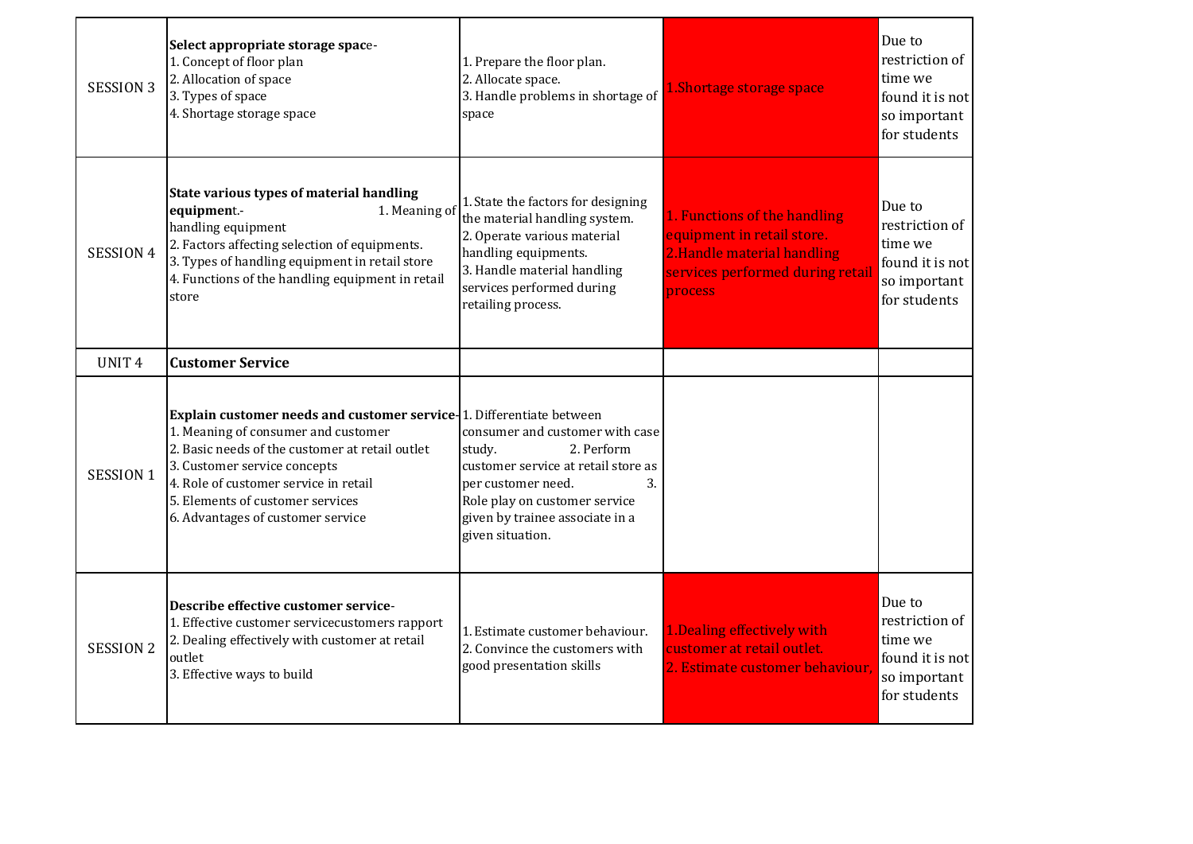| | | | | |
|---|---|---|---|---|
| SESSION 3 | **Select appropriate storage spac**e-<br>1. Concept of floor plan<br>2. Allocation of space<br>3. Types of space<br>4. Shortage storage space | 1. Prepare the floor plan.<br>2. Allocate space.<br>3. Handle problems in shortage of space | 1.Shortage storage space | Due to restriction of time we found it is not so important for students |
| SESSION 4 | **State various types of material handling equipmen**t.- 1. Meaning of handling equipment<br>2. Factors affecting selection of equipments.<br>3. Types of handling equipment in retail store<br>4. Functions of the handling equipment in retail store | 1. State the factors for designing the material handling system.<br>2. Operate various material handling equipments.<br>3. Handle material handling services performed during retailing process. | 1. Functions of the handling equipment in retail store.<br>2.Handle material handling services performed during retail process | Due to restriction of time we found it is not so important for students |
| UNIT 4 | **Customer Service** | | | |
| SESSION 1 | **Explain customer needs and customer service**-<br>1. Meaning of consumer and customer<br>2. Basic needs of the customer at retail outlet<br>3. Customer service concepts<br>4. Role of customer service in retail<br>5. Elements of customer services<br>6. Advantages of customer service | 1. Differentiate between consumer and customer with case study. 2. Perform customer service at retail store as per customer need. 3. Role play on customer service given by trainee associate in a given situation. | | |
| SESSION 2 | **Describe effective customer service**-<br>1. Effective customer servicecustomers rapport<br>2. Dealing effectively with customer at retail outlet<br>3. Effective ways to build | 1. Estimate customer behaviour.<br>2. Convince the customers with good presentation skills | 1.Dealing effectively with customer at retail outlet.<br>2. Estimate customer behaviour, | Due to restriction of time we found it is not so important for students |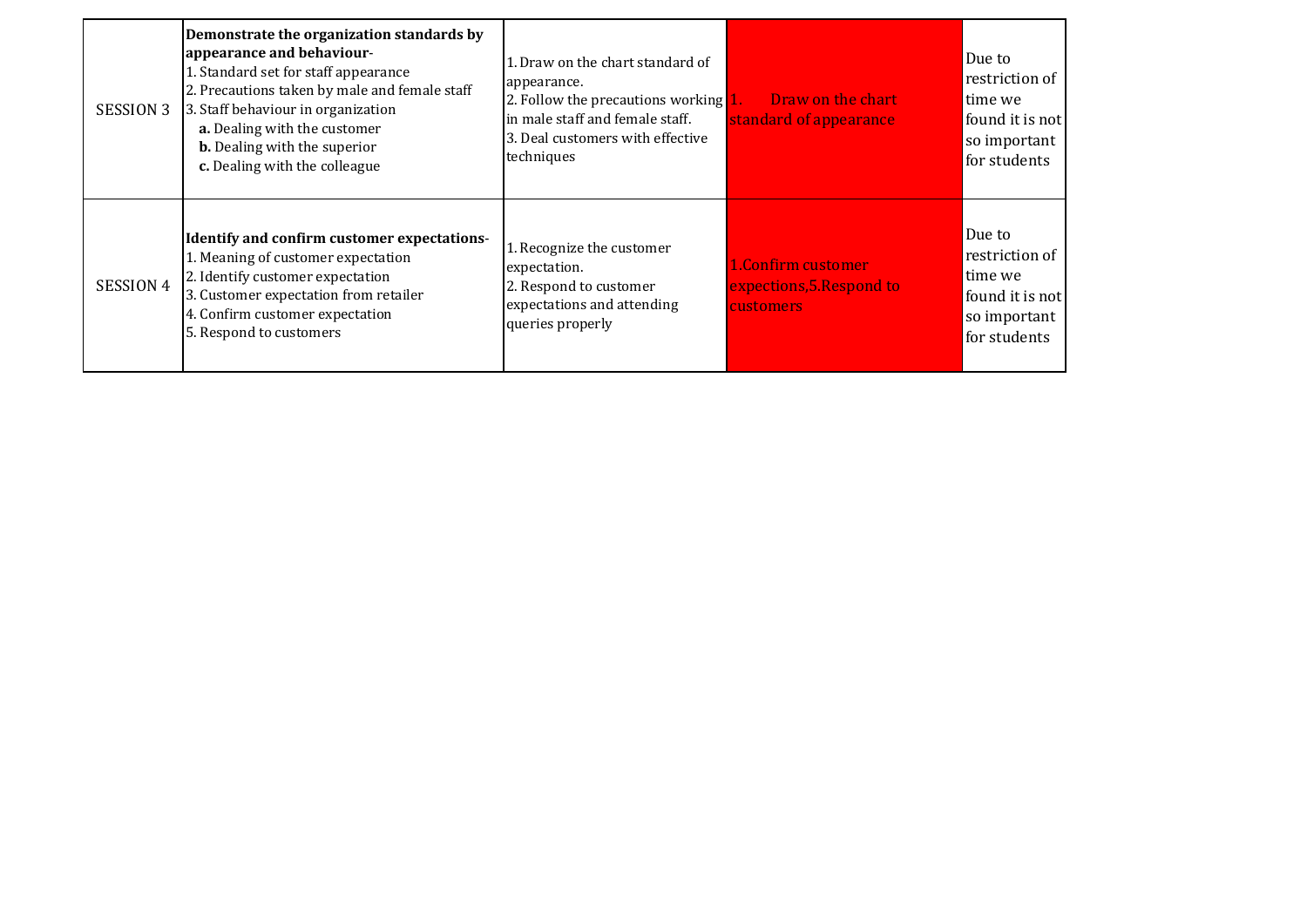| | | | | |
|---|---|---|---|---|
| SESSION 3 | **Demonstrate the organization standards by appearance and behaviour**-<br>1. Standard set for staff appearance<br>2. Precautions taken by male and female staff<br>3. Staff behaviour in organization<br>**a.** Dealing with the customer<br>**b.** Dealing with the superior<br>**c.** Dealing with the colleague | 1. Draw on the chart standard of appearance.<br>2. Follow the precautions working in male staff and female staff.<br>3. Deal customers with effective techniques | 1. Draw on the chart standard of appearance | Due to restriction of time we found it is not so important for students |
| SESSION 4 | **Identify and confirm customer expectations**-<br>1. Meaning of customer expectation<br>2. Identify customer expectation<br>3. Customer expectation from retailer<br>4. Confirm customer expectation<br>5. Respond to customers | 1. Recognize the customer expectation.<br>2. Respond to customer expectations and attending queries properly | 1.Confirm customer expections,5.Respond to customers | Due to restriction of time we found it is not so important for students |